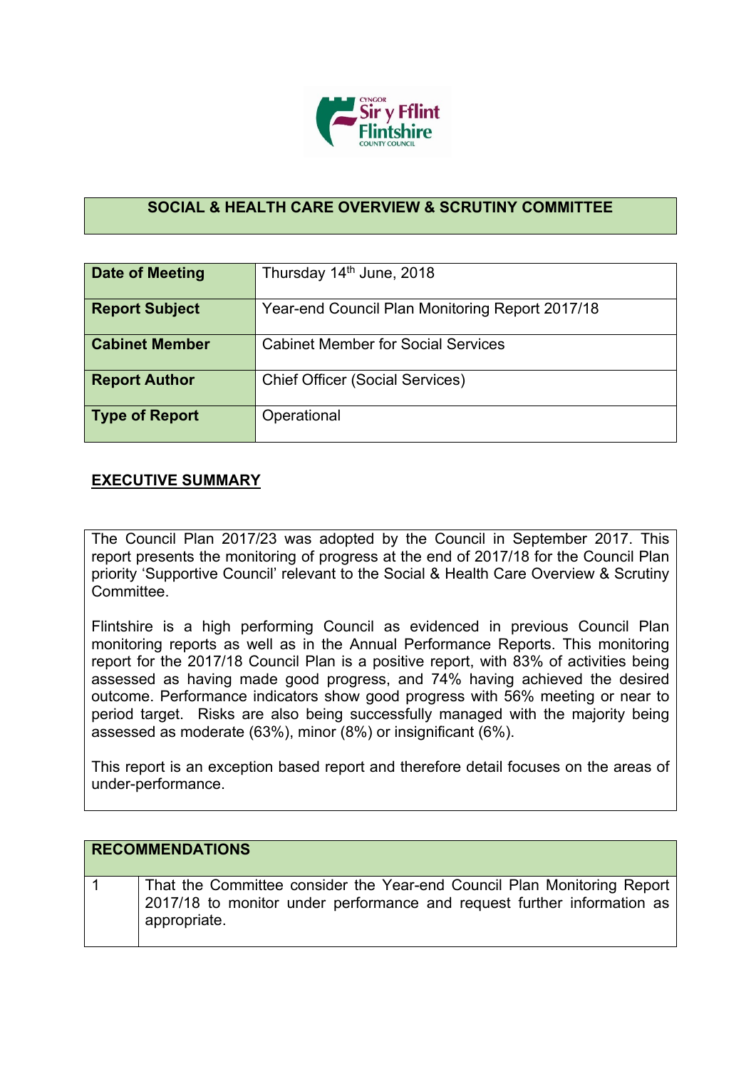## SOCIAL & HEALTH CARE OVERVIEW & SCRUTINY COMMITTEE

| | |
|---|---|
| **Date of Meeting** | Thursday 14th June, 2018 |
| **Report Subject** | Year-end Council Plan Monitoring Report 2017/18 |
| **Cabinet Member** | Cabinet Member for Social Services |
| **Report Author** | Chief Officer (Social Services) |
| **Type of Report** | Operational |

## EXECUTIVE SUMMARY

The Council Plan 2017/23 was adopted by the Council in September 2017. This report presents the monitoring of progress at the end of 2017/18 for the Council Plan priority 'Supportive Council' relevant to the Social & Health Care Overview & Scrutiny Committee.

Flintshire is a high performing Council as evidenced in previous Council Plan monitoring reports as well as in the Annual Performance Reports. This monitoring report for the 2017/18 Council Plan is a positive report, with 83% of activities being assessed as having made good progress, and 74% having achieved the desired outcome. Performance indicators show good progress with 56% meeting or near to period target. Risks are also being successfully managed with the majority being assessed as moderate (63%), minor (8%) or insignificant (6%).

This report is an exception based report and therefore detail focuses on the areas of under-performance.

| RECOMMENDATIONS | |
|---|---|
| 1 | That the Committee consider the Year-end Council Plan Monitoring Report 2017/18 to monitor under performance and request further information as appropriate. |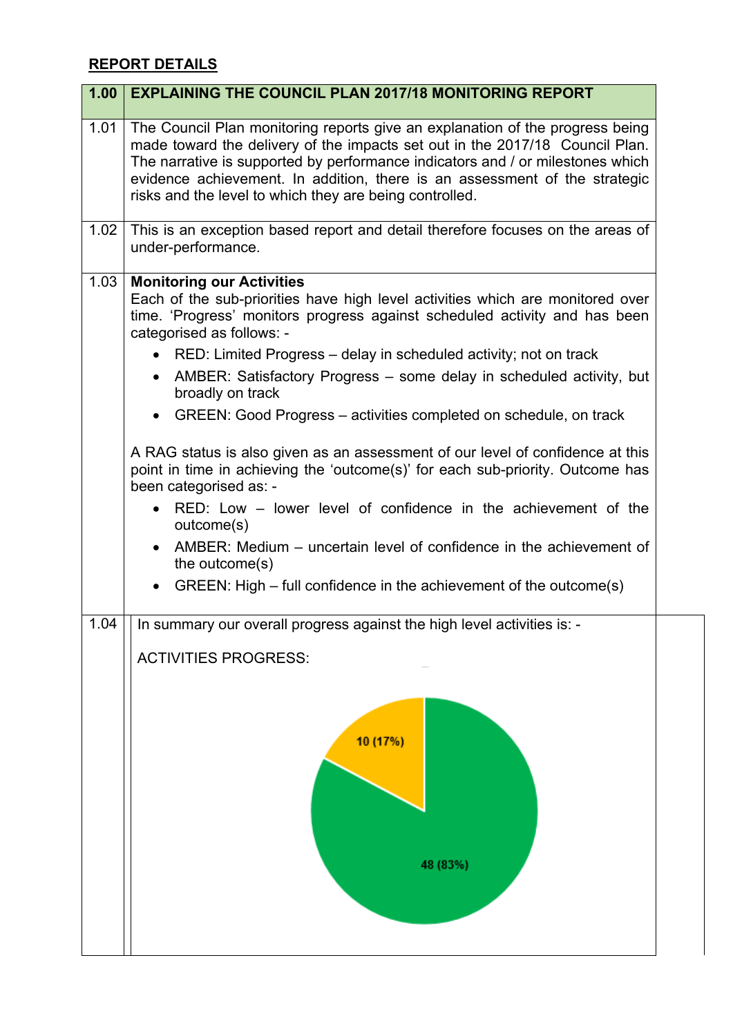## REPORT DETAILS

| 1.00 | EXPLAINING THE COUNCIL PLAN 2017/18 MONITORING REPORT |
|---|---|
| 1.01 | The Council Plan monitoring reports give an explanation of the progress being made toward the delivery of the impacts set out in the 2017/18 Council Plan. The narrative is supported by performance indicators and / or milestones which evidence achievement. In addition, there is an assessment of the strategic risks and the level to which they are being controlled. |
| 1.02 | This is an exception based report and detail therefore focuses on the areas of under-performance. |
| 1.03 | **Monitoring our Activities**<br>Each of the sub-priorities have high level activities which are monitored over time. 'Progress' monitors progress against scheduled activity and has been categorised as follows: -<br>• RED: Limited Progress – delay in scheduled activity; not on track<br>• AMBER: Satisfactory Progress – some delay in scheduled activity, but broadly on track<br>• GREEN: Good Progress – activities completed on schedule, on track<br><br>A RAG status is also given as an assessment of our level of confidence at this point in time in achieving the 'outcome(s)' for each sub-priority. Outcome has been categorised as: -<br>• RED: Low – lower level of confidence in the achievement of the outcome(s)<br>• AMBER: Medium – uncertain level of confidence in the achievement of the outcome(s)<br>• GREEN: High – full confidence in the achievement of the outcome(s) |
| 1.04 | In summary our overall progress against the high level activities is: -<br><br>ACTIVITIES PROGRESS:<br><br>10 (17%)<br>48 (83%) |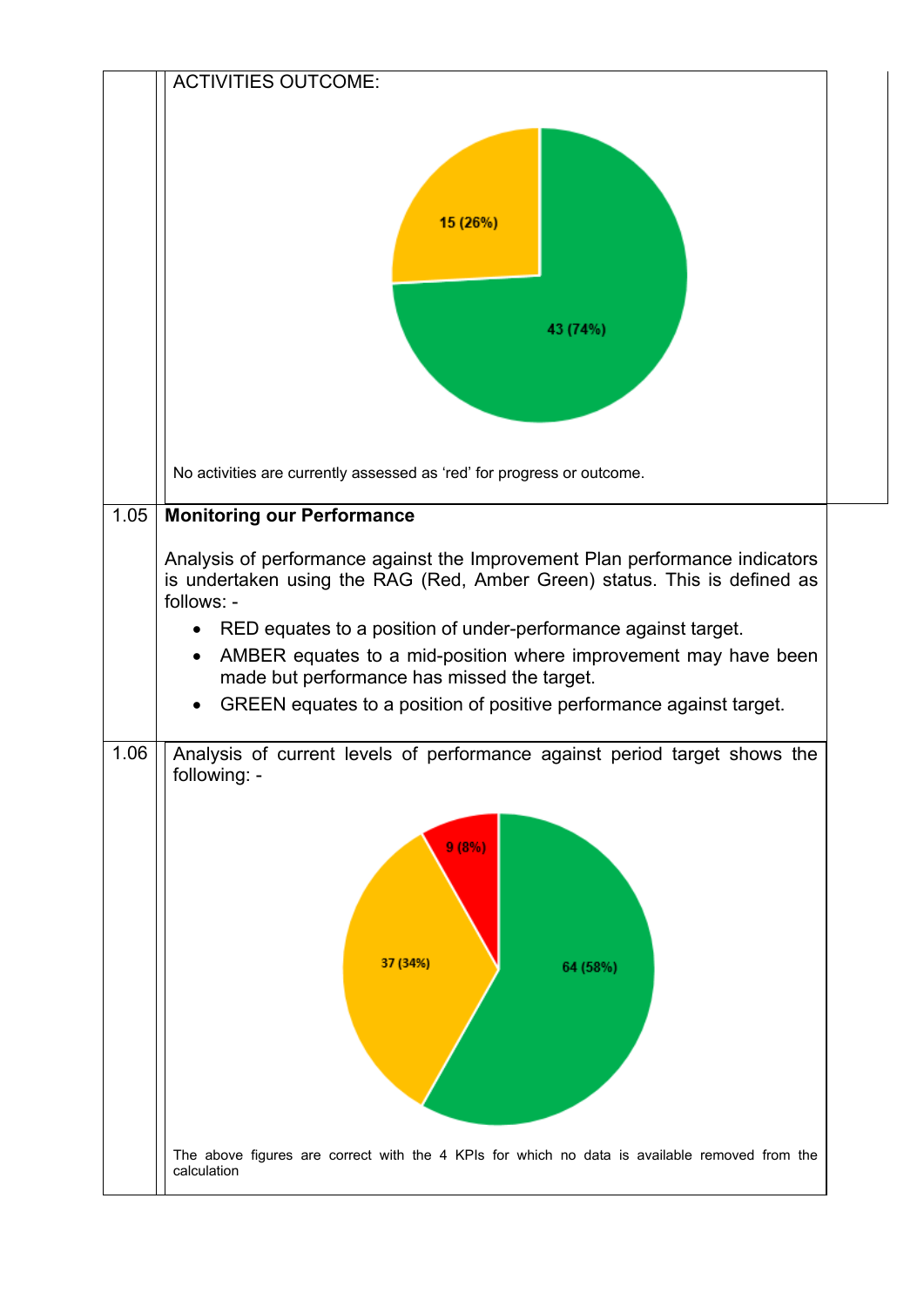ACTIVITIES OUTCOME:

15 (26%)

43 (74%)

No activities are currently assessed as 'red' for progress or outcome.

| | |
|---|---|
| 1.05 | **Monitoring our Performance** |

Analysis of performance against the Improvement Plan performance indicators is undertaken using the RAG (Red, Amber Green) status. This is defined as follows: -

- RED equates to a position of under-performance against target.
- AMBER equates to a mid-position where improvement may have been made but performance has missed the target.
- GREEN equates to a position of positive performance against target.

1.06 Analysis of current levels of performance against period target shows the following: -

9 (8%)

37 (34%)

64 (58%)

The above figures are correct with the 4 KPIs for which no data is available removed from the calculation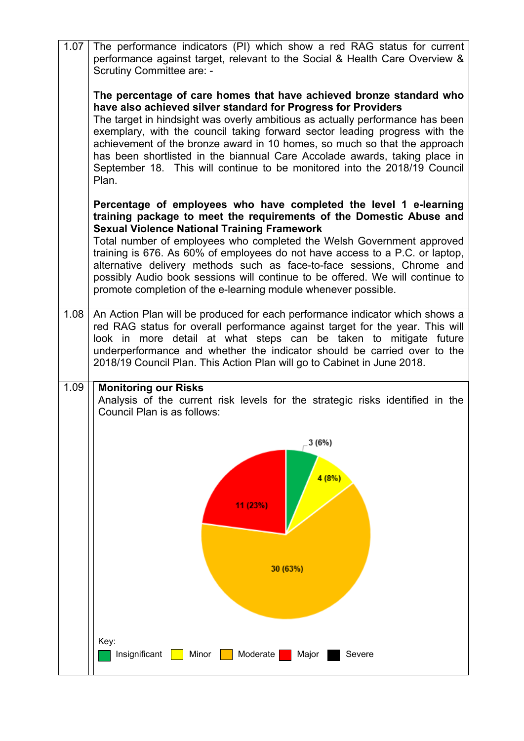| | |
|---|---|
| 1.07 | The performance indicators (PI) which show a red RAG status for current performance against target, relevant to the Social & Health Care Overview & Scrutiny Committee are: -<br><br>**The percentage of care homes that have achieved bronze standard who have also achieved silver standard for Progress for Providers**<br>The target in hindsight was overly ambitious as actually performance has been exemplary, with the council taking forward sector leading progress with the achievement of the bronze award in 10 homes, so much so that the approach has been shortlisted in the biannual Care Accolade awards, taking place in September 18. This will continue to be monitored into the 2018/19 Council Plan.<br><br>**Percentage of employees who have completed the level 1 e-learning training package to meet the requirements of the Domestic Abuse and Sexual Violence National Training Framework**<br>Total number of employees who completed the Welsh Government approved training is 676. As 60% of employees do not have access to a P.C. or laptop, alternative delivery methods such as face-to-face sessions, Chrome and possibly Audio book sessions will continue to be offered. We will continue to promote completion of the e-learning module whenever possible. |
| 1.08 | An Action Plan will be produced for each performance indicator which shows a red RAG status for overall performance against target for the year. This will look in more detail at what steps can be taken to mitigate future underperformance and whether the indicator should be carried over to the 2018/19 Council Plan. This Action Plan will go to Cabinet in June 2018. |
| 1.09 | **Monitoring our Risks**<br>Analysis of the current risk levels for the strategic risks identified in the Council Plan is as follows:<br><br>3 (6%)<br>4 (8%)<br>11 (23%)<br>30 (63%)<br><br>Key:<br>Insignificant Minor Moderate Major Severe |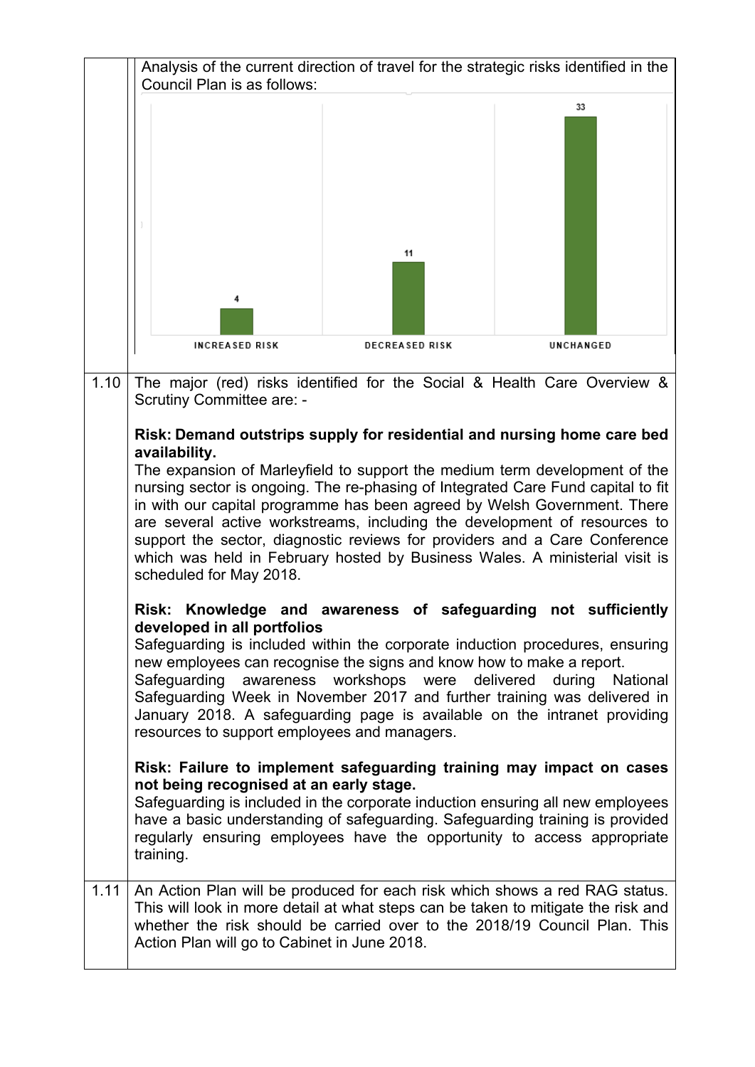| | |
|---|---|
| | Analysis of the current direction of travel for the strategic risks identified in the Council Plan is as follows: |
| | INCREASED RISK: 4 / DECREASED RISK: 11 / UNCHANGED: 33 |
| 1.10 | The major (red) risks identified for the Social & Health Care Overview & Scrutiny Committee are: -<br><br>**Risk: Demand outstrips supply for residential and nursing home care bed availability.**<br>The expansion of Marleyfield to support the medium term development of the nursing sector is ongoing. The re-phasing of Integrated Care Fund capital to fit in with our capital programme has been agreed by Welsh Government. There are several active workstreams, including the development of resources to support the sector, diagnostic reviews for providers and a Care Conference which was held in February hosted by Business Wales. A ministerial visit is scheduled for May 2018.<br><br>**Risk: Knowledge and awareness of safeguarding not sufficiently developed in all portfolios**<br>Safeguarding is included within the corporate induction procedures, ensuring new employees can recognise the signs and know how to make a report.<br>Safeguarding awareness workshops were delivered during National Safeguarding Week in November 2017 and further training was delivered in January 2018. A safeguarding page is available on the intranet providing resources to support employees and managers.<br><br>**Risk: Failure to implement safeguarding training may impact on cases not being recognised at an early stage.**<br>Safeguarding is included in the corporate induction ensuring all new employees have a basic understanding of safeguarding. Safeguarding training is provided regularly ensuring employees have the opportunity to access appropriate training. |
| 1.11 | An Action Plan will be produced for each risk which shows a red RAG status. This will look in more detail at what steps can be taken to mitigate the risk and whether the risk should be carried over to the 2018/19 Council Plan. This Action Plan will go to Cabinet in June 2018. |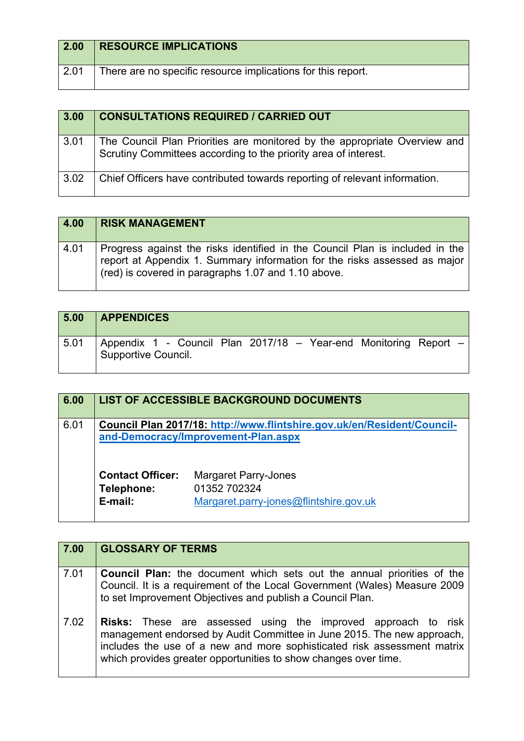| 2.00 | RESOURCE IMPLICATIONS |
|---|---|
| 2.01 | There are no specific resource implications for this report. |

| 3.00 | CONSULTATIONS REQUIRED / CARRIED OUT |
|---|---|
| 3.01 | The Council Plan Priorities are monitored by the appropriate Overview and Scrutiny Committees according to the priority area of interest. |
| 3.02 | Chief Officers have contributed towards reporting of relevant information. |

| 4.00 | RISK MANAGEMENT |
|---|---|
| 4.01 | Progress against the risks identified in the Council Plan is included in the report at Appendix 1. Summary information for the risks assessed as major (red) is covered in paragraphs 1.07 and 1.10 above. |

| 5.00 | APPENDICES |
|---|---|
| 5.01 | Appendix 1 - Council Plan 2017/18 – Year-end Monitoring Report – Supportive Council. |

| 6.00 | LIST OF ACCESSIBLE BACKGROUND DOCUMENTS |
|---|---|
| 6.01 | **Council Plan 2017/18: [http://www.flintshire.gov.uk/en/Resident/Council-and-Democracy/Improvement-Plan.aspx](http://www.flintshire.gov.uk/en/Resident/Council-and-Democracy/Improvement-Plan.aspx)**<br><br>**Contact Officer:** Margaret Parry-Jones<br>**Telephone:** 01352 702324<br>**E-mail:** [Margaret.parry-jones@flintshire.gov.uk](mailto:Margaret.parry-jones@flintshire.gov.uk) |

| 7.00 | GLOSSARY OF TERMS |
|---|---|
| 7.01 | **Council Plan:** the document which sets out the annual priorities of the Council. It is a requirement of the Local Government (Wales) Measure 2009 to set Improvement Objectives and publish a Council Plan. |
| 7.02 | **Risks:** These are assessed using the improved approach to risk management endorsed by Audit Committee in June 2015. The new approach, includes the use of a new and more sophisticated risk assessment matrix which provides greater opportunities to show changes over time. |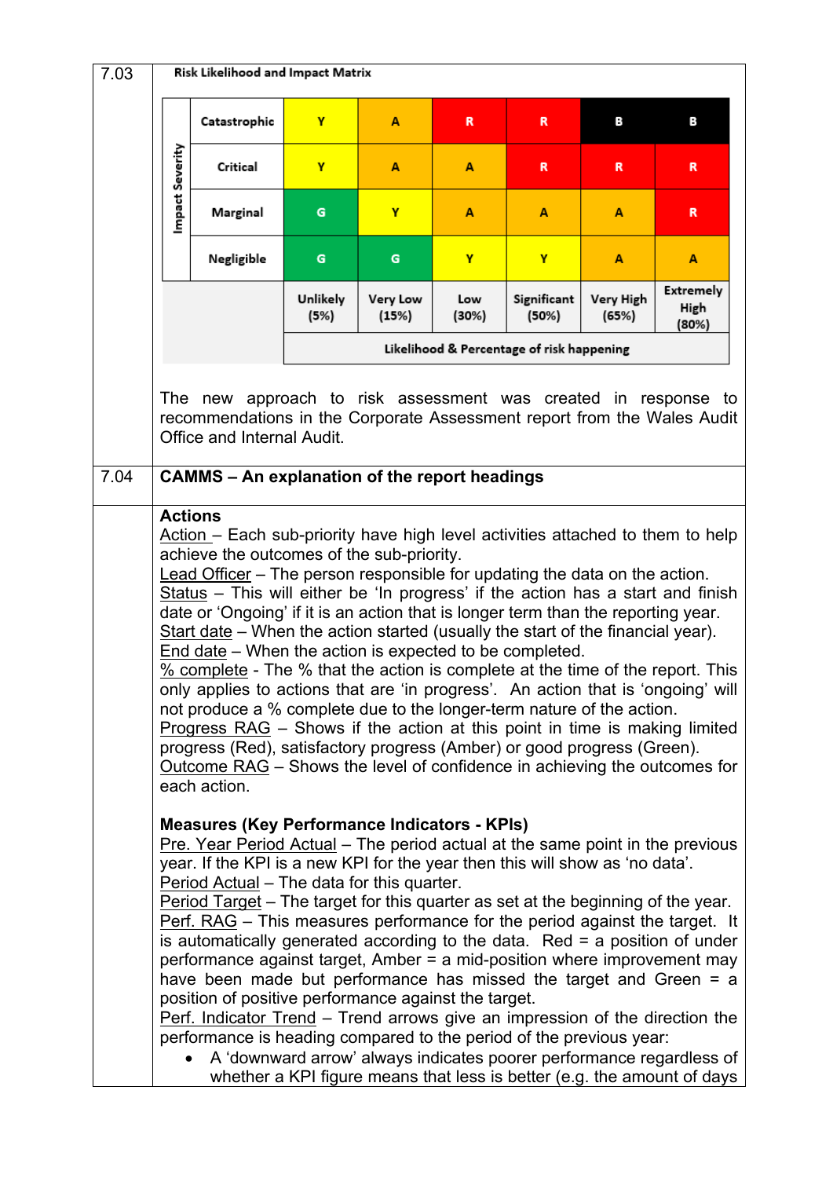7.03

**Risk Likelihood and Impact Matrix**

| Impact Severity | | | | | | | |
|---|---|---|---|---|---|---|---|
| | Catastrophic | Y | A | R | R | B | B |
| | Critical | Y | A | A | R | R | R |
| | Marginal | G | Y | A | A | A | R |
| | Negligible | G | G | Y | Y | A | A |
| | | Unlikely (5%) | Very Low (15%) | Low (30%) | Significant (50%) | Very High (65%) | Extremely High (80%) |
| | | Likelihood & Percentage of risk happening | | | | | |

The new approach to risk assessment was created in response to recommendations in the Corporate Assessment report from the Wales Audit Office and Internal Audit.

7.04 **CAMMS – An explanation of the report headings**

**Actions**

Action – Each sub-priority have high level activities attached to them to help achieve the outcomes of the sub-priority.
Lead Officer – The person responsible for updating the data on the action.
Status – This will either be ‘In progress’ if the action has a start and finish date or ‘Ongoing’ if it is an action that is longer term than the reporting year.
Start date – When the action started (usually the start of the financial year).
End date – When the action is expected to be completed.
% complete - The % that the action is complete at the time of the report. This only applies to actions that are ‘in progress’. An action that is ‘ongoing’ will not produce a % complete due to the longer-term nature of the action.
Progress RAG – Shows if the action at this point in time is making limited progress (Red), satisfactory progress (Amber) or good progress (Green).
Outcome RAG – Shows the level of confidence in achieving the outcomes for each action.

**Measures (Key Performance Indicators - KPIs)**

Pre. Year Period Actual – The period actual at the same point in the previous year. If the KPI is a new KPI for the year then this will show as ‘no data’.
Period Actual – The data for this quarter.
Period Target – The target for this quarter as set at the beginning of the year.
Perf. RAG – This measures performance for the period against the target. It is automatically generated according to the data. Red = a position of under performance against target, Amber = a mid-position where improvement may have been made but performance has missed the target and Green = a position of positive performance against the target.
Perf. Indicator Trend – Trend arrows give an impression of the direction the performance is heading compared to the period of the previous year:

- A ‘downward arrow’ always indicates poorer performance regardless of whether a KPI figure means that less is better (e.g. the amount of days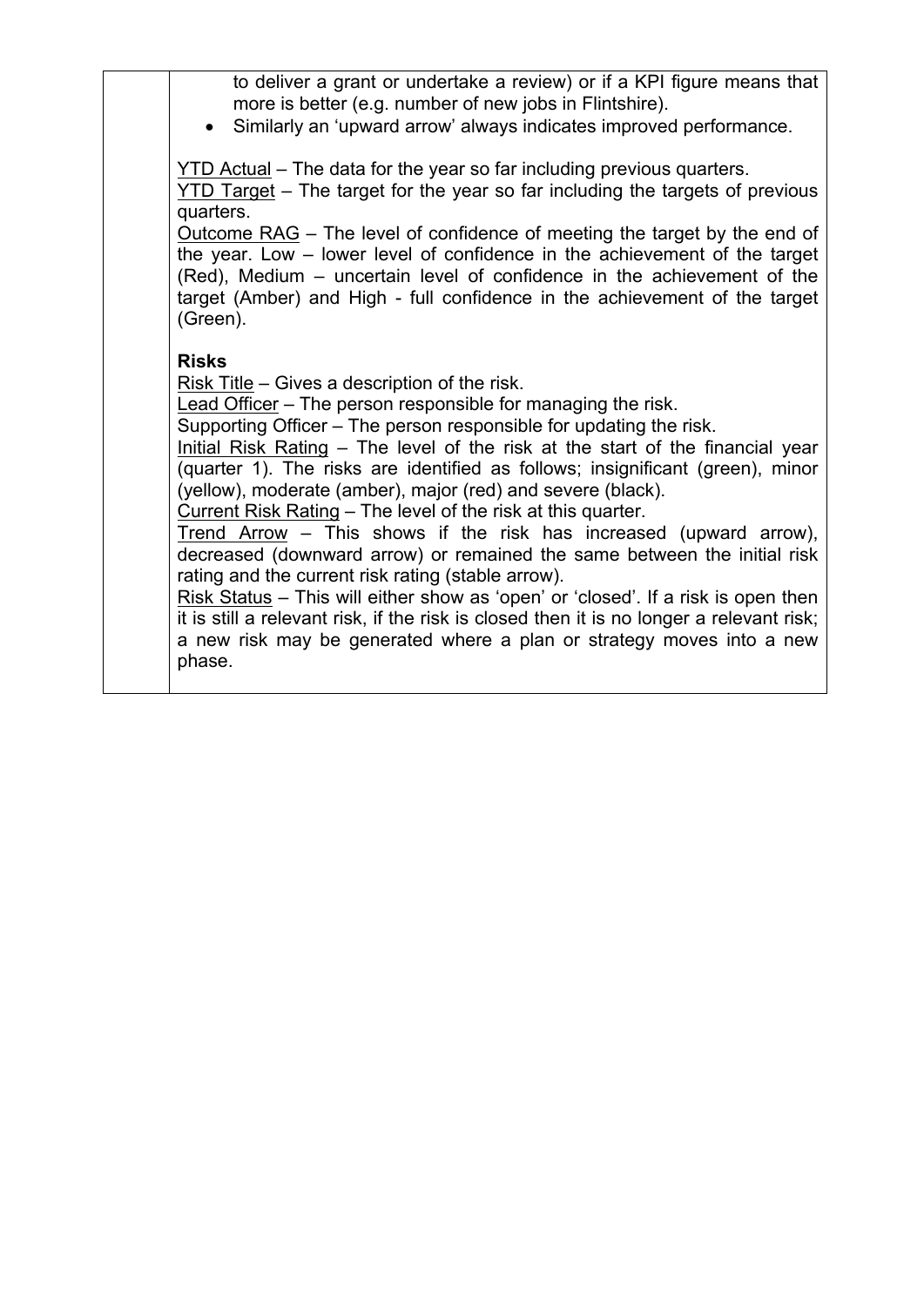to deliver a grant or undertake a review) or if a KPI figure means that more is better (e.g. number of new jobs in Flintshire).

- Similarly an 'upward arrow' always indicates improved performance.

YTD Actual – The data for the year so far including previous quarters.
YTD Target – The target for the year so far including the targets of previous quarters.
Outcome RAG – The level of confidence of meeting the target by the end of the year. Low – lower level of confidence in the achievement of the target (Red), Medium – uncertain level of confidence in the achievement of the target (Amber) and High - full confidence in the achievement of the target (Green).

**Risks**

Risk Title – Gives a description of the risk.
Lead Officer – The person responsible for managing the risk.
Supporting Officer – The person responsible for updating the risk.
Initial Risk Rating – The level of the risk at the start of the financial year (quarter 1). The risks are identified as follows; insignificant (green), minor (yellow), moderate (amber), major (red) and severe (black).
Current Risk Rating – The level of the risk at this quarter.
Trend Arrow – This shows if the risk has increased (upward arrow), decreased (downward arrow) or remained the same between the initial risk rating and the current risk rating (stable arrow).
Risk Status – This will either show as 'open' or 'closed'. If a risk is open then it is still a relevant risk, if the risk is closed then it is no longer a relevant risk; a new risk may be generated where a plan or strategy moves into a new phase.